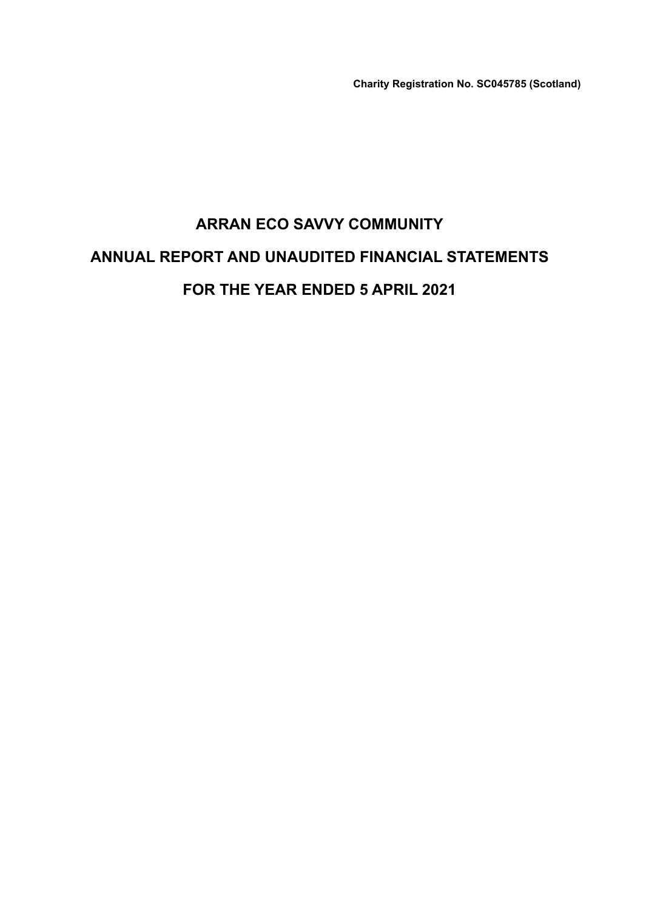**Charity Registration No. SC045785 (Scotland)**

# ARRAN ECO SAVVY COMMUNITY

# ANNUAL REPORT AND UNAUDITED FINANCIAL STATEMENTS

# FOR THE YEAR ENDED 5 APRIL 2021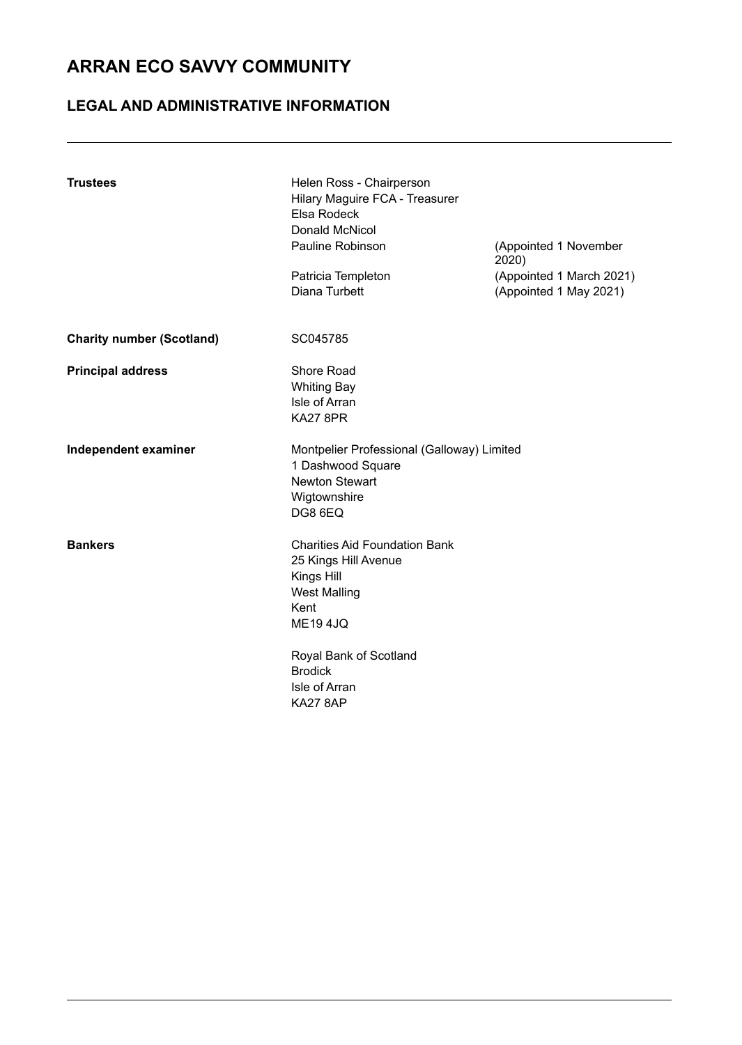# ARRAN ECO SAVVY COMMUNITY

## LEGAL AND ADMINISTRATIVE INFORMATION

| | | |
|---|---|---|
| **Trustees** | Helen Ross - Chairperson | |
| | Hilary Maguire FCA - Treasurer | |
| | Elsa Rodeck | |
| | Donald McNicol | |
| | Pauline Robinson | (Appointed 1 November 2020) |
| | Patricia Templeton | (Appointed 1 March 2021) |
| | Diana Turbett | (Appointed 1 May 2021) |
| **Charity number (Scotland)** | SC045785 | |
| **Principal address** | Shore Road<br>Whiting Bay<br>Isle of Arran<br>KA27 8PR | |
| **Independent examiner** | Montpelier Professional (Galloway) Limited<br>1 Dashwood Square<br>Newton Stewart<br>Wigtownshire<br>DG8 6EQ | |
| **Bankers** | Charities Aid Foundation Bank<br>25 Kings Hill Avenue<br>Kings Hill<br>West Malling<br>Kent<br>ME19 4JQ | |
| | Royal Bank of Scotland<br>Brodick<br>Isle of Arran<br>KA27 8AP | |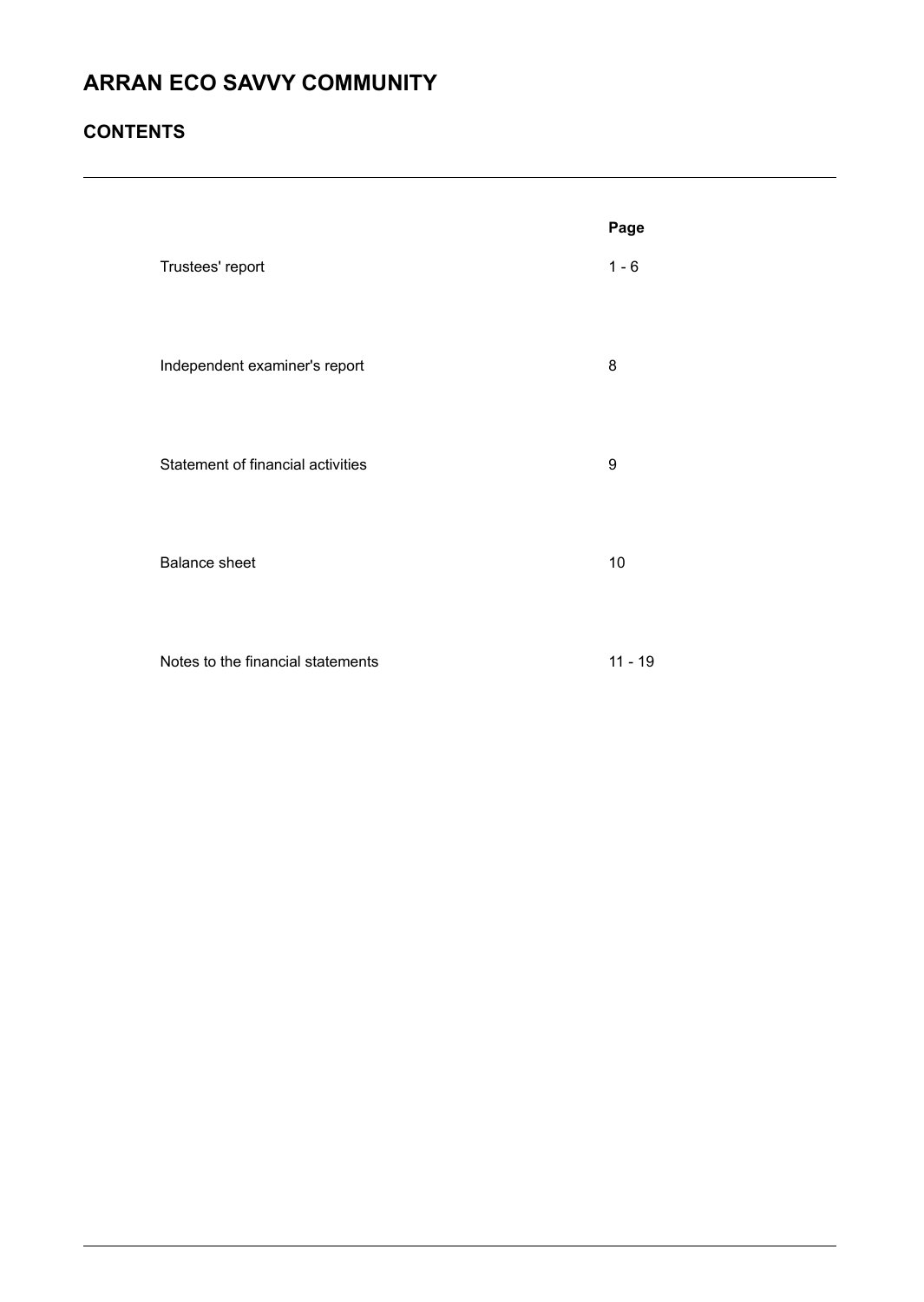# ARRAN ECO SAVVY COMMUNITY

## CONTENTS

| | Page |
|---|---|
| Trustees' report | 1 - 6 |
| Independent examiner's report | 8 |
| Statement of financial activities | 9 |
| Balance sheet | 10 |
| Notes to the financial statements | 11 - 19 |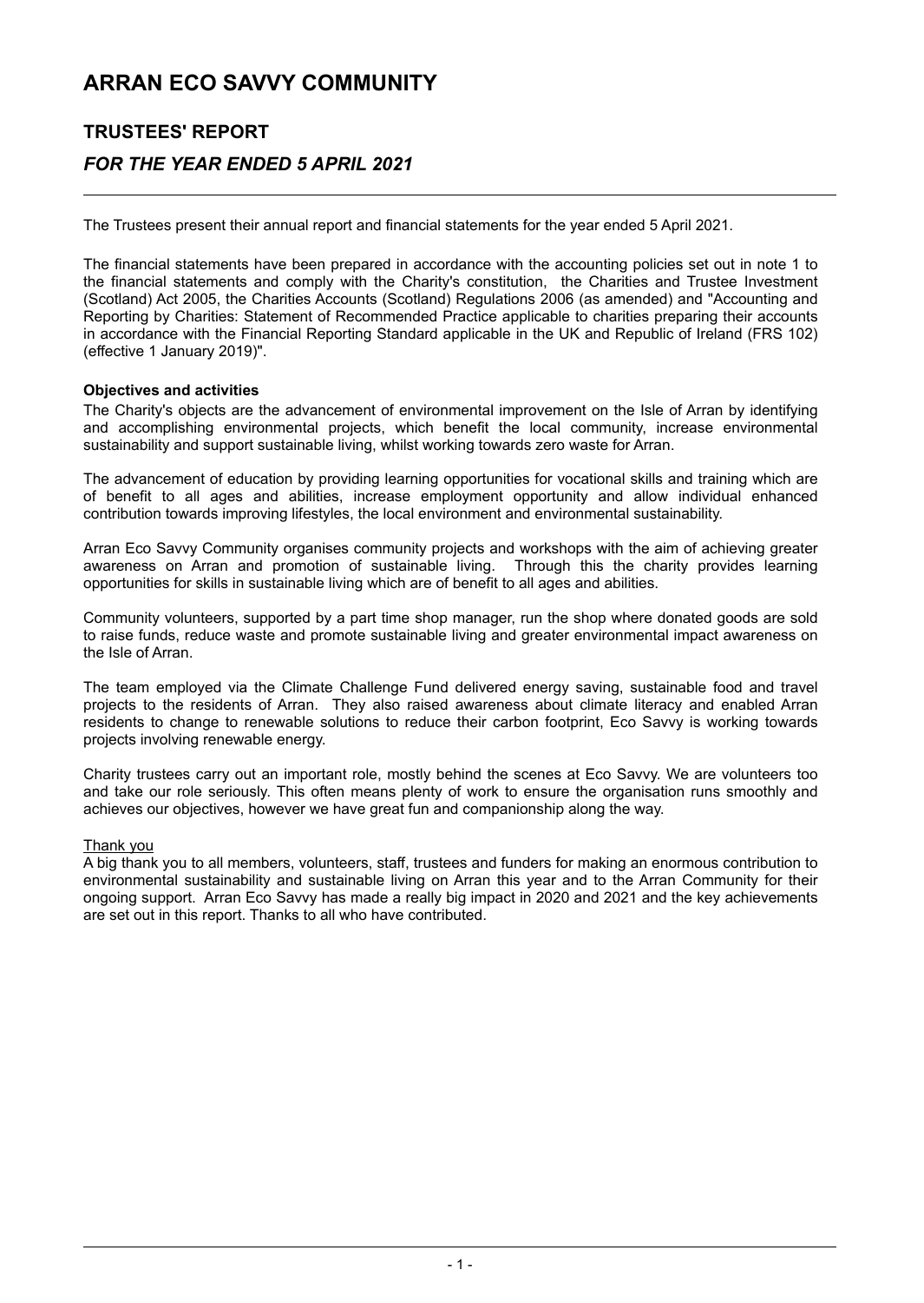# ARRAN ECO SAVVY COMMUNITY

## TRUSTEES' REPORT

### *FOR THE YEAR ENDED 5 APRIL 2021*

The Trustees present their annual report and financial statements for the year ended 5 April 2021.

The financial statements have been prepared in accordance with the accounting policies set out in note 1 to the financial statements and comply with the Charity's constitution, the Charities and Trustee Investment (Scotland) Act 2005, the Charities Accounts (Scotland) Regulations 2006 (as amended) and "Accounting and Reporting by Charities: Statement of Recommended Practice applicable to charities preparing their accounts in accordance with the Financial Reporting Standard applicable in the UK and Republic of Ireland (FRS 102) (effective 1 January 2019)".

**Objectives and activities**

The Charity's objects are the advancement of environmental improvement on the Isle of Arran by identifying and accomplishing environmental projects, which benefit the local community, increase environmental sustainability and support sustainable living, whilst working towards zero waste for Arran.

The advancement of education by providing learning opportunities for vocational skills and training which are of benefit to all ages and abilities, increase employment opportunity and allow individual enhanced contribution towards improving lifestyles, the local environment and environmental sustainability.

Arran Eco Savvy Community organises community projects and workshops with the aim of achieving greater awareness on Arran and promotion of sustainable living. Through this the charity provides learning opportunities for skills in sustainable living which are of benefit to all ages and abilities.

Community volunteers, supported by a part time shop manager, run the shop where donated goods are sold to raise funds, reduce waste and promote sustainable living and greater environmental impact awareness on the Isle of Arran.

The team employed via the Climate Challenge Fund delivered energy saving, sustainable food and travel projects to the residents of Arran. They also raised awareness about climate literacy and enabled Arran residents to change to renewable solutions to reduce their carbon footprint, Eco Savvy is working towards projects involving renewable energy.

Charity trustees carry out an important role, mostly behind the scenes at Eco Savvy. We are volunteers too and take our role seriously. This often means plenty of work to ensure the organisation runs smoothly and achieves our objectives, however we have great fun and companionship along the way.

Thank you

A big thank you to all members, volunteers, staff, trustees and funders for making an enormous contribution to environmental sustainability and sustainable living on Arran this year and to the Arran Community for their ongoing support. Arran Eco Savvy has made a really big impact in 2020 and 2021 and the key achievements are set out in this report. Thanks to all who have contributed.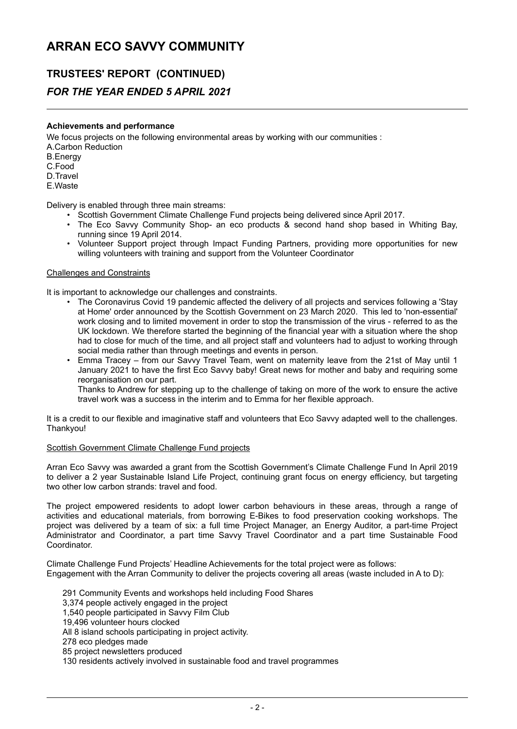# ARRAN ECO SAVVY COMMUNITY

## TRUSTEES' REPORT (CONTINUED)

### *FOR THE YEAR ENDED 5 APRIL 2021*

**Achievements and performance**

We focus projects on the following environmental areas by working with our communities :

A.Carbon Reduction
B.Energy
C.Food
D.Travel
E.Waste

Delivery is enabled through three main streams:

- Scottish Government Climate Challenge Fund projects being delivered since April 2017.
- The Eco Savvy Community Shop- an eco products & second hand shop based in Whiting Bay, running since 19 April 2014.
- Volunteer Support project through Impact Funding Partners, providing more opportunities for new willing volunteers with training and support from the Volunteer Coordinator

Challenges and Constraints

It is important to acknowledge our challenges and constraints.

- The Coronavirus Covid 19 pandemic affected the delivery of all projects and services following a 'Stay at Home' order announced by the Scottish Government on 23 March 2020. This led to 'non-essential' work closing and to limited movement in order to stop the transmission of the virus - referred to as the UK lockdown. We therefore started the beginning of the financial year with a situation where the shop had to close for much of the time, and all project staff and volunteers had to adjust to working through social media rather than through meetings and events in person.
- Emma Tracey – from our Savvy Travel Team, went on maternity leave from the 21st of May until 1 January 2021 to have the first Eco Savvy baby! Great news for mother and baby and requiring some reorganisation on our part.

  Thanks to Andrew for stepping up to the challenge of taking on more of the work to ensure the active travel work was a success in the interim and to Emma for her flexible approach.

It is a credit to our flexible and imaginative staff and volunteers that Eco Savvy adapted well to the challenges. Thankyou!

Scottish Government Climate Challenge Fund projects

Arran Eco Savvy was awarded a grant from the Scottish Government's Climate Challenge Fund In April 2019 to deliver a 2 year Sustainable Island Life Project, continuing grant focus on energy efficiency, but targeting two other low carbon strands: travel and food.

The project empowered residents to adopt lower carbon behaviours in these areas, through a range of activities and educational materials, from borrowing E-Bikes to food preservation cooking workshops. The project was delivered by a team of six: a full time Project Manager, an Energy Auditor, a part-time Project Administrator and Coordinator, a part time Savvy Travel Coordinator and a part time Sustainable Food Coordinator.

Climate Challenge Fund Projects' Headline Achievements for the total project were as follows:
Engagement with the Arran Community to deliver the projects covering all areas (waste included in A to D):

291 Community Events and workshops held including Food Shares
3,374 people actively engaged in the project
1,540 people participated in Savvy Film Club
19,496 volunteer hours clocked
All 8 island schools participating in project activity.
278 eco pledges made
85 project newsletters produced
130 residents actively involved in sustainable food and travel programmes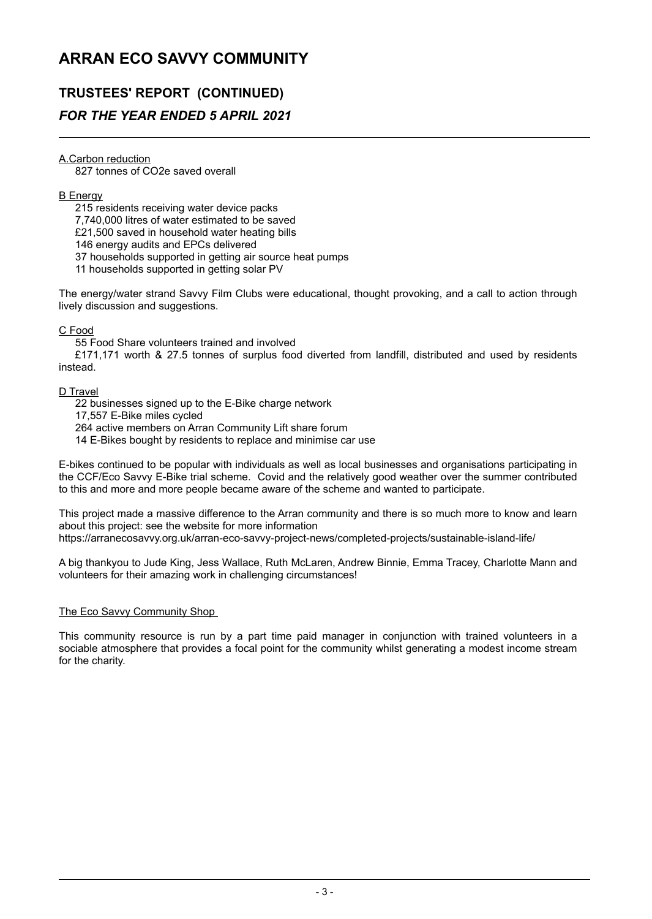# ARRAN ECO SAVVY COMMUNITY

## TRUSTEES' REPORT (CONTINUED)

### *FOR THE YEAR ENDED 5 APRIL 2021*

A.Carbon reduction

827 tonnes of $CO_2e$ saved overall

B Energy

215 residents receiving water device packs
7,740,000 litres of water estimated to be saved
£21,500 saved in household water heating bills
146 energy audits and EPCs delivered
37 households supported in getting air source heat pumps
11 households supported in getting solar PV

The energy/water strand Savvy Film Clubs were educational, thought provoking, and a call to action through lively discussion and suggestions.

C Food

55 Food Share volunteers trained and involved
£171,171 worth & 27.5 tonnes of surplus food diverted from landfill, distributed and used by residents instead.

D Travel

22 businesses signed up to the E-Bike charge network
17,557 E-Bike miles cycled
264 active members on Arran Community Lift share forum
14 E-Bikes bought by residents to replace and minimise car use

E-bikes continued to be popular with individuals as well as local businesses and organisations participating in the CCF/Eco Savvy E-Bike trial scheme. Covid and the relatively good weather over the summer contributed to this and more and more people became aware of the scheme and wanted to participate.

This project made a massive difference to the Arran community and there is so much more to know and learn about this project: see the website for more information
https://arranecosavvy.org.uk/arran-eco-savvy-project-news/completed-projects/sustainable-island-life/

A big thankyou to Jude King, Jess Wallace, Ruth McLaren, Andrew Binnie, Emma Tracey, Charlotte Mann and volunteers for their amazing work in challenging circumstances!

The Eco Savvy Community Shop

This community resource is run by a part time paid manager in conjunction with trained volunteers in a sociable atmosphere that provides a focal point for the community whilst generating a modest income stream for the charity.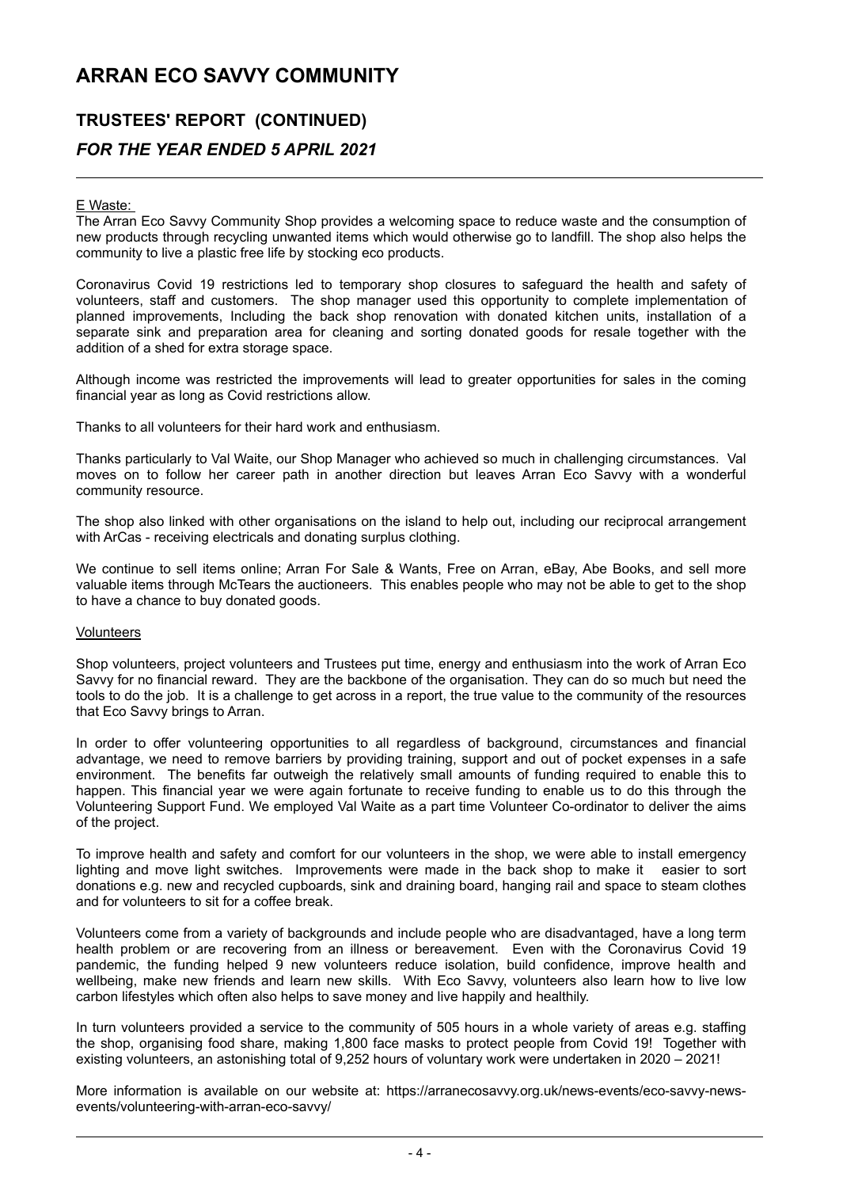# ARRAN ECO SAVVY COMMUNITY

## TRUSTEES' REPORT (CONTINUED)

### *FOR THE YEAR ENDED 5 APRIL 2021*

E Waste:

The Arran Eco Savvy Community Shop provides a welcoming space to reduce waste and the consumption of new products through recycling unwanted items which would otherwise go to landfill. The shop also helps the community to live a plastic free life by stocking eco products.

Coronavirus Covid 19 restrictions led to temporary shop closures to safeguard the health and safety of volunteers, staff and customers. The shop manager used this opportunity to complete implementation of planned improvements, Including the back shop renovation with donated kitchen units, installation of a separate sink and preparation area for cleaning and sorting donated goods for resale together with the addition of a shed for extra storage space.

Although income was restricted the improvements will lead to greater opportunities for sales in the coming financial year as long as Covid restrictions allow.

Thanks to all volunteers for their hard work and enthusiasm.

Thanks particularly to Val Waite, our Shop Manager who achieved so much in challenging circumstances. Val moves on to follow her career path in another direction but leaves Arran Eco Savvy with a wonderful community resource.

The shop also linked with other organisations on the island to help out, including our reciprocal arrangement with ArCas - receiving electricals and donating surplus clothing.

We continue to sell items online; Arran For Sale & Wants, Free on Arran, eBay, Abe Books, and sell more valuable items through McTears the auctioneers. This enables people who may not be able to get to the shop to have a chance to buy donated goods.

Volunteers

Shop volunteers, project volunteers and Trustees put time, energy and enthusiasm into the work of Arran Eco Savvy for no financial reward. They are the backbone of the organisation. They can do so much but need the tools to do the job. It is a challenge to get across in a report, the true value to the community of the resources that Eco Savvy brings to Arran.

In order to offer volunteering opportunities to all regardless of background, circumstances and financial advantage, we need to remove barriers by providing training, support and out of pocket expenses in a safe environment. The benefits far outweigh the relatively small amounts of funding required to enable this to happen. This financial year we were again fortunate to receive funding to enable us to do this through the Volunteering Support Fund. We employed Val Waite as a part time Volunteer Co-ordinator to deliver the aims of the project.

To improve health and safety and comfort for our volunteers in the shop, we were able to install emergency lighting and move light switches. Improvements were made in the back shop to make it easier to sort donations e.g. new and recycled cupboards, sink and draining board, hanging rail and space to steam clothes and for volunteers to sit for a coffee break.

Volunteers come from a variety of backgrounds and include people who are disadvantaged, have a long term health problem or are recovering from an illness or bereavement. Even with the Coronavirus Covid 19 pandemic, the funding helped 9 new volunteers reduce isolation, build confidence, improve health and wellbeing, make new friends and learn new skills. With Eco Savvy, volunteers also learn how to live low carbon lifestyles which often also helps to save money and live happily and healthily.

In turn volunteers provided a service to the community of 505 hours in a whole variety of areas e.g. staffing the shop, organising food share, making 1,800 face masks to protect people from Covid 19! Together with existing volunteers, an astonishing total of 9,252 hours of voluntary work were undertaken in 2020 – 2021!

More information is available on our website at: https://arranecosavvy.org.uk/news-events/eco-savvy-news-events/volunteering-with-arran-eco-savvy/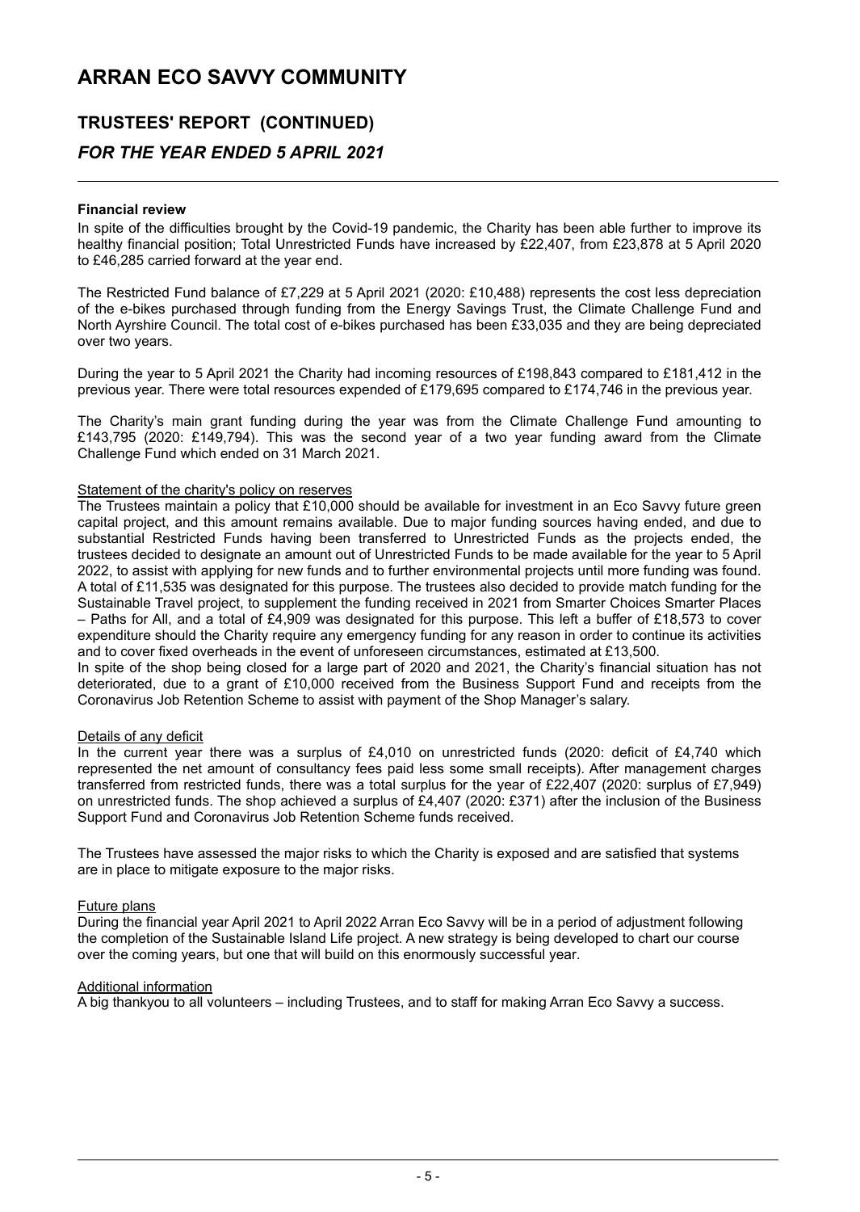# ARRAN ECO SAVVY COMMUNITY

## TRUSTEES' REPORT (CONTINUED)

### *FOR THE YEAR ENDED 5 APRIL 2021*

**Financial review**

In spite of the difficulties brought by the Covid-19 pandemic, the Charity has been able further to improve its healthy financial position; Total Unrestricted Funds have increased by £22,407, from £23,878 at 5 April 2020 to £46,285 carried forward at the year end.

The Restricted Fund balance of £7,229 at 5 April 2021 (2020: £10,488) represents the cost less depreciation of the e-bikes purchased through funding from the Energy Savings Trust, the Climate Challenge Fund and North Ayrshire Council. The total cost of e-bikes purchased has been £33,035 and they are being depreciated over two years.

During the year to 5 April 2021 the Charity had incoming resources of £198,843 compared to £181,412 in the previous year. There were total resources expended of £179,695 compared to £174,746 in the previous year.

The Charity's main grant funding during the year was from the Climate Challenge Fund amounting to £143,795 (2020: £149,794). This was the second year of a two year funding award from the Climate Challenge Fund which ended on 31 March 2021.

Statement of the charity's policy on reserves

The Trustees maintain a policy that £10,000 should be available for investment in an Eco Savvy future green capital project, and this amount remains available. Due to major funding sources having ended, and due to substantial Restricted Funds having been transferred to Unrestricted Funds as the projects ended, the trustees decided to designate an amount out of Unrestricted Funds to be made available for the year to 5 April 2022, to assist with applying for new funds and to further environmental projects until more funding was found. A total of £11,535 was designated for this purpose. The trustees also decided to provide match funding for the Sustainable Travel project, to supplement the funding received in 2021 from Smarter Choices Smarter Places – Paths for All, and a total of £4,909 was designated for this purpose. This left a buffer of £18,573 to cover expenditure should the Charity require any emergency funding for any reason in order to continue its activities and to cover fixed overheads in the event of unforeseen circumstances, estimated at £13,500.

In spite of the shop being closed for a large part of 2020 and 2021, the Charity's financial situation has not deteriorated, due to a grant of £10,000 received from the Business Support Fund and receipts from the Coronavirus Job Retention Scheme to assist with payment of the Shop Manager's salary.

Details of any deficit

In the current year there was a surplus of £4,010 on unrestricted funds (2020: deficit of £4,740 which represented the net amount of consultancy fees paid less some small receipts). After management charges transferred from restricted funds, there was a total surplus for the year of £22,407 (2020: surplus of £7,949) on unrestricted funds. The shop achieved a surplus of £4,407 (2020: £371) after the inclusion of the Business Support Fund and Coronavirus Job Retention Scheme funds received.

The Trustees have assessed the major risks to which the Charity is exposed and are satisfied that systems are in place to mitigate exposure to the major risks.

Future plans

During the financial year April 2021 to April 2022 Arran Eco Savvy will be in a period of adjustment following the completion of the Sustainable Island Life project. A new strategy is being developed to chart our course over the coming years, but one that will build on this enormously successful year.

Additional information

A big thankyou to all volunteers – including Trustees, and to staff for making Arran Eco Savvy a success.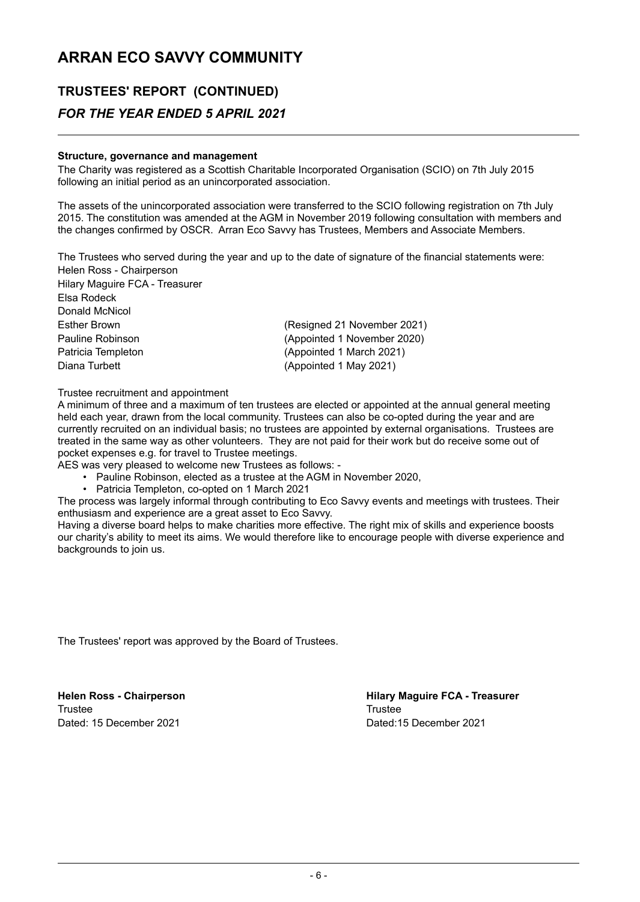# ARRAN ECO SAVVY COMMUNITY

## TRUSTEES' REPORT (CONTINUED)

### *FOR THE YEAR ENDED 5 APRIL 2021*

**Structure, governance and management**

The Charity was registered as a Scottish Charitable Incorporated Organisation (SCIO) on 7th July 2015 following an initial period as an unincorporated association.

The assets of the unincorporated association were transferred to the SCIO following registration on 7th July 2015. The constitution was amended at the AGM in November 2019 following consultation with members and the changes confirmed by OSCR. Arran Eco Savvy has Trustees, Members and Associate Members.

The Trustees who served during the year and up to the date of signature of the financial statements were:

| | |
|---|---|
| Helen Ross - Chairperson | |
| Hilary Maguire FCA - Treasurer | |
| Elsa Rodeck | |
| Donald McNicol | |
| Esther Brown | (Resigned 21 November 2021) |
| Pauline Robinson | (Appointed 1 November 2020) |
| Patricia Templeton | (Appointed 1 March 2021) |
| Diana Turbett | (Appointed 1 May 2021) |

Trustee recruitment and appointment

A minimum of three and a maximum of ten trustees are elected or appointed at the annual general meeting held each year, drawn from the local community. Trustees can also be co-opted during the year and are currently recruited on an individual basis; no trustees are appointed by external organisations. Trustees are treated in the same way as other volunteers. They are not paid for their work but do receive some out of pocket expenses e.g. for travel to Trustee meetings.

AES was very pleased to welcome new Trustees as follows: -

- Pauline Robinson, elected as a trustee at the AGM in November 2020,
- Patricia Templeton, co-opted on 1 March 2021

The process was largely informal through contributing to Eco Savvy events and meetings with trustees. Their enthusiasm and experience are a great asset to Eco Savvy.

Having a diverse board helps to make charities more effective. The right mix of skills and experience boosts our charity's ability to meet its aims. We would therefore like to encourage people with diverse experience and backgrounds to join us.

The Trustees' report was approved by the Board of Trustees.

**Helen Ross - Chairperson**
Trustee
Dated: 15 December 2021

**Hilary Maguire FCA - Treasurer**
Trustee
Dated:15 December 2021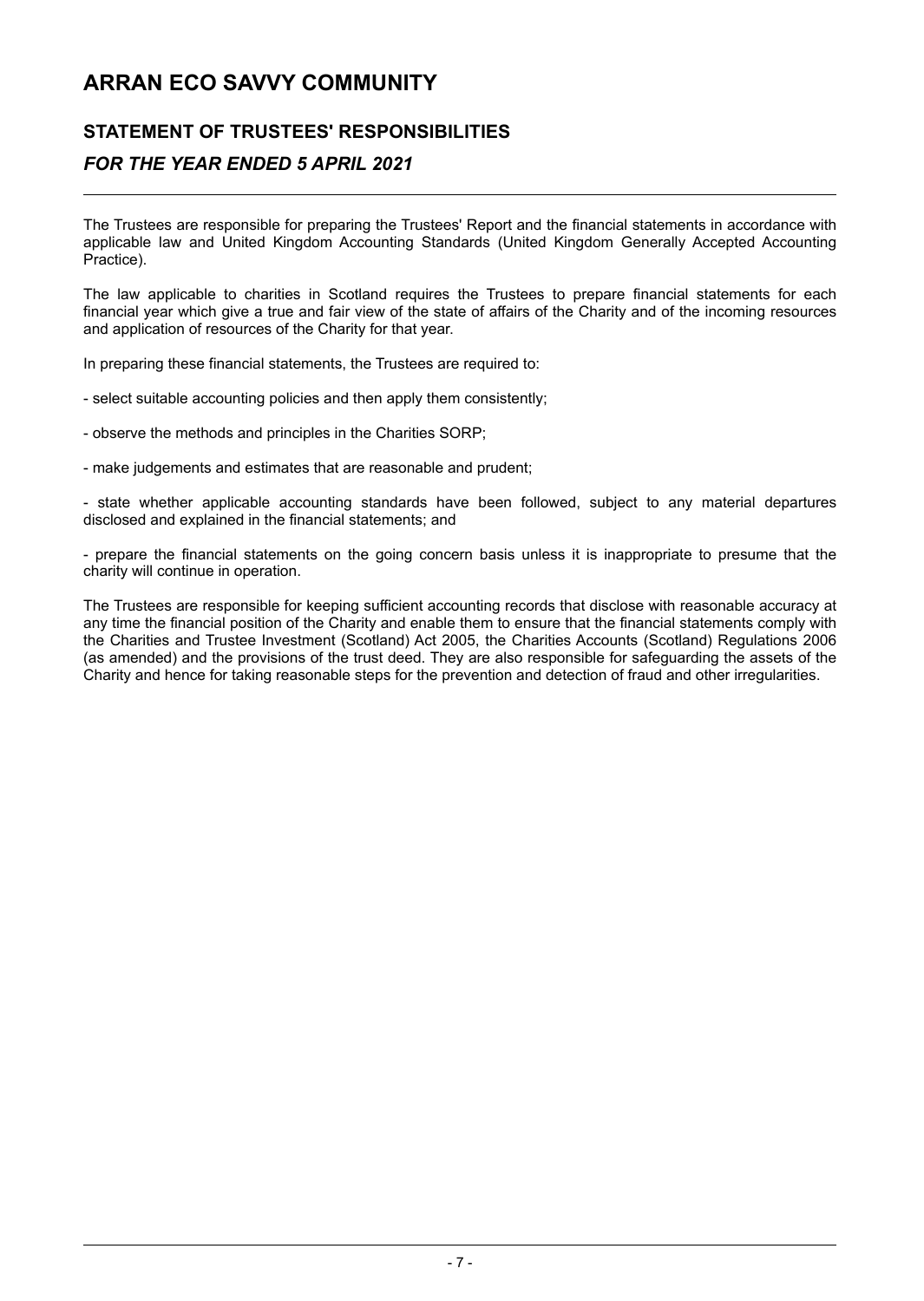# ARRAN ECO SAVVY COMMUNITY

## STATEMENT OF TRUSTEES' RESPONSIBILITIES

### *FOR THE YEAR ENDED 5 APRIL 2021*

The Trustees are responsible for preparing the Trustees' Report and the financial statements in accordance with applicable law and United Kingdom Accounting Standards (United Kingdom Generally Accepted Accounting Practice).

The law applicable to charities in Scotland requires the Trustees to prepare financial statements for each financial year which give a true and fair view of the state of affairs of the Charity and of the incoming resources and application of resources of the Charity for that year.

In preparing these financial statements, the Trustees are required to:

- select suitable accounting policies and then apply them consistently;

- observe the methods and principles in the Charities SORP;

- make judgements and estimates that are reasonable and prudent;

- state whether applicable accounting standards have been followed, subject to any material departures disclosed and explained in the financial statements; and

- prepare the financial statements on the going concern basis unless it is inappropriate to presume that the charity will continue in operation.

The Trustees are responsible for keeping sufficient accounting records that disclose with reasonable accuracy at any time the financial position of the Charity and enable them to ensure that the financial statements comply with the Charities and Trustee Investment (Scotland) Act 2005, the Charities Accounts (Scotland) Regulations 2006 (as amended) and the provisions of the trust deed. They are also responsible for safeguarding the assets of the Charity and hence for taking reasonable steps for the prevention and detection of fraud and other irregularities.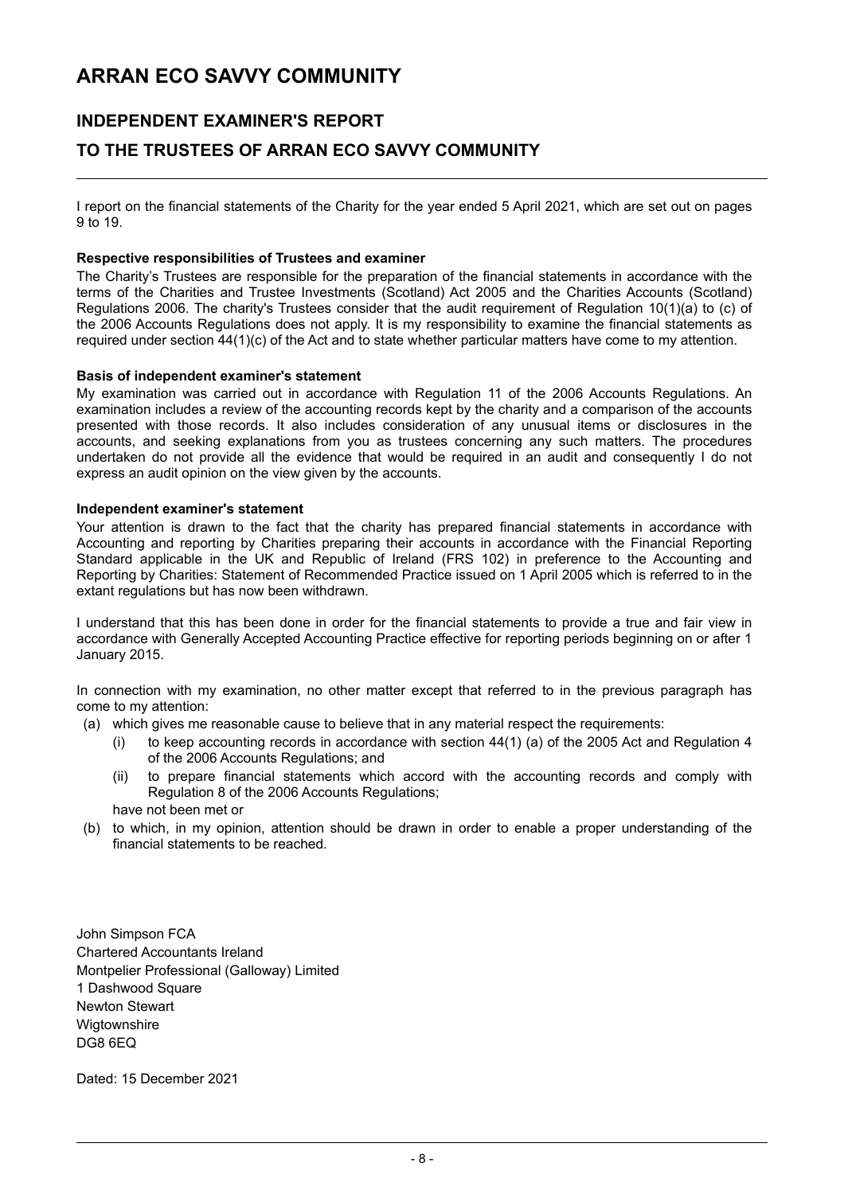# ARRAN ECO SAVVY COMMUNITY

## INDEPENDENT EXAMINER'S REPORT

## TO THE TRUSTEES OF ARRAN ECO SAVVY COMMUNITY

I report on the financial statements of the Charity for the year ended 5 April 2021, which are set out on pages 9 to 19.

**Respective responsibilities of Trustees and examiner**

The Charity's Trustees are responsible for the preparation of the financial statements in accordance with the terms of the Charities and Trustee Investments (Scotland) Act 2005 and the Charities Accounts (Scotland) Regulations 2006. The charity's Trustees consider that the audit requirement of Regulation 10(1)(a) to (c) of the 2006 Accounts Regulations does not apply. It is my responsibility to examine the financial statements as required under section 44(1)(c) of the Act and to state whether particular matters have come to my attention.

**Basis of independent examiner's statement**

My examination was carried out in accordance with Regulation 11 of the 2006 Accounts Regulations. An examination includes a review of the accounting records kept by the charity and a comparison of the accounts presented with those records. It also includes consideration of any unusual items or disclosures in the accounts, and seeking explanations from you as trustees concerning any such matters. The procedures undertaken do not provide all the evidence that would be required in an audit and consequently I do not express an audit opinion on the view given by the accounts.

**Independent examiner's statement**

Your attention is drawn to the fact that the charity has prepared financial statements in accordance with Accounting and reporting by Charities preparing their accounts in accordance with the Financial Reporting Standard applicable in the UK and Republic of Ireland (FRS 102) in preference to the Accounting and Reporting by Charities: Statement of Recommended Practice issued on 1 April 2005 which is referred to in the extant regulations but has now been withdrawn.

I understand that this has been done in order for the financial statements to provide a true and fair view in accordance with Generally Accepted Accounting Practice effective for reporting periods beginning on or after 1 January 2015.

In connection with my examination, no other matter except that referred to in the previous paragraph has come to my attention:

(a) which gives me reasonable cause to believe that in any material respect the requirements:
   (i) to keep accounting records in accordance with section 44(1) (a) of the 2005 Act and Regulation 4 of the 2006 Accounts Regulations; and
   (ii) to prepare financial statements which accord with the accounting records and comply with Regulation 8 of the 2006 Accounts Regulations;

   have not been met or

(b) to which, in my opinion, attention should be drawn in order to enable a proper understanding of the financial statements to be reached.

John Simpson FCA
Chartered Accountants Ireland
Montpelier Professional (Galloway) Limited
1 Dashwood Square
Newton Stewart
Wigtownshire
DG8 6EQ

Dated: 15 December 2021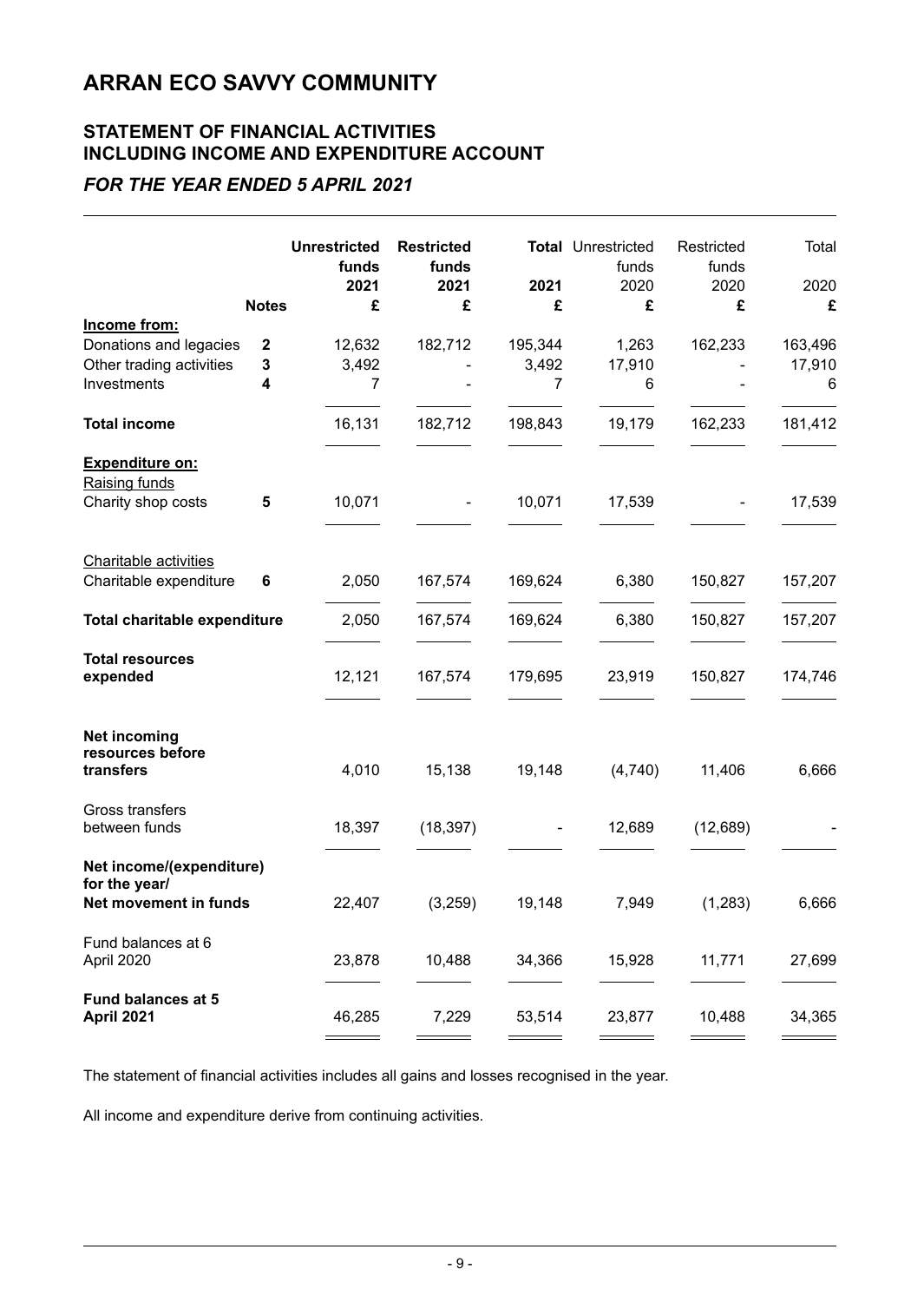# ARRAN ECO SAVVY COMMUNITY

## STATEMENT OF FINANCIAL ACTIVITIES INCLUDING INCOME AND EXPENDITURE ACCOUNT

### *FOR THE YEAR ENDED 5 APRIL 2021*

| | Notes | Unrestricted funds 2021 £ | Restricted funds 2021 £ | Total 2021 £ | Unrestricted funds 2020 £ | Restricted funds 2020 £ | Total 2020 £ |
|---|---|---|---|---|---|---|---|
| **Income from:** | | | | | | | |
| Donations and legacies | 2 | 12,632 | 182,712 | 195,344 | 1,263 | 162,233 | 163,496 |
| Other trading activities | 3 | 3,492 | - | 3,492 | 17,910 | - | 17,910 |
| Investments | 4 | 7 | - | 7 | 6 | - | 6 |
| **Total income** | | 16,131 | 182,712 | 198,843 | 19,179 | 162,233 | 181,412 |
| **Expenditure on:** | | | | | | | |
| Raising funds | | | | | | | |
| Charity shop costs | 5 | 10,071 | - | 10,071 | 17,539 | - | 17,539 |
| Charitable activities | | | | | | | |
| Charitable expenditure | 6 | 2,050 | 167,574 | 169,624 | 6,380 | 150,827 | 157,207 |
| **Total charitable expenditure** | | 2,050 | 167,574 | 169,624 | 6,380 | 150,827 | 157,207 |
| **Total resources expended** | | 12,121 | 167,574 | 179,695 | 23,919 | 150,827 | 174,746 |
| **Net incoming resources before transfers** | | 4,010 | 15,138 | 19,148 | (4,740) | 11,406 | 6,666 |
| Gross transfers between funds | | 18,397 | (18,397) | - | 12,689 | (12,689) | - |
| **Net income/(expenditure) for the year/ Net movement in funds** | | 22,407 | (3,259) | 19,148 | 7,949 | (1,283) | 6,666 |
| Fund balances at 6 April 2020 | | 23,878 | 10,488 | 34,366 | 15,928 | 11,771 | 27,699 |
| **Fund balances at 5 April 2021** | | 46,285 | 7,229 | 53,514 | 23,877 | 10,488 | 34,365 |

The statement of financial activities includes all gains and losses recognised in the year.

All income and expenditure derive from continuing activities.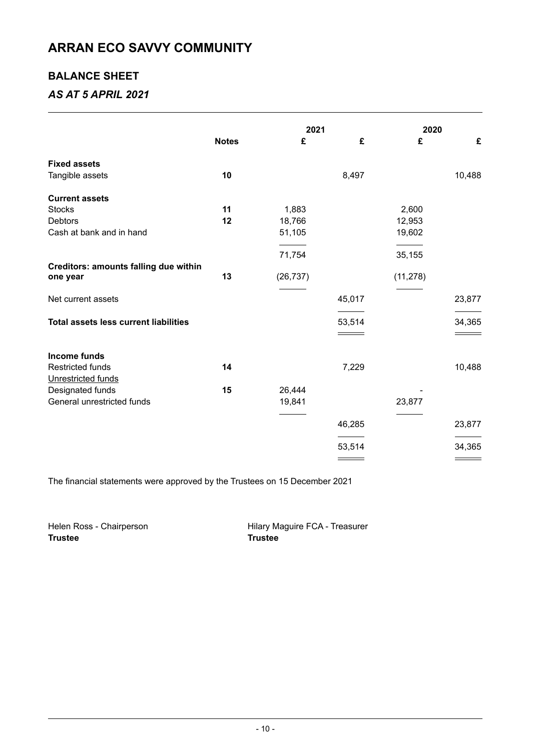# ARRAN ECO SAVVY COMMUNITY

## BALANCE SHEET

### *AS AT 5 APRIL 2021*

| | Notes | 2021 £ | 2021 £ | 2020 £ | 2020 £ |
|---|---|---|---|---|---|
| **Fixed assets** | | | | | |
| Tangible assets | 10 | | 8,497 | | 10,488 |
| **Current assets** | | | | | |
| Stocks | 11 | 1,883 | | 2,600 | |
| Debtors | 12 | 18,766 | | 12,953 | |
| Cash at bank and in hand | | 51,105 | | 19,602 | |
| | | 71,754 | | 35,155 | |
| **Creditors: amounts falling due within one year** | 13 | (26,737) | | (11,278) | |
| Net current assets | | | 45,017 | | 23,877 |
| **Total assets less current liabilities** | | | 53,514 | | 34,365 |
| **Income funds** | | | | | |
| Restricted funds | 14 | | 7,229 | | 10,488 |
| Unrestricted funds | | | | | |
| Designated funds | 15 | 26,444 | | - | |
| General unrestricted funds | | 19,841 | | 23,877 | |
| | | | 46,285 | | 23,877 |
| | | | 53,514 | | 34,365 |

The financial statements were approved by the Trustees on 15 December 2021

Helen Ross - Chairperson
**Trustee**

Hilary Maguire FCA - Treasurer
**Trustee**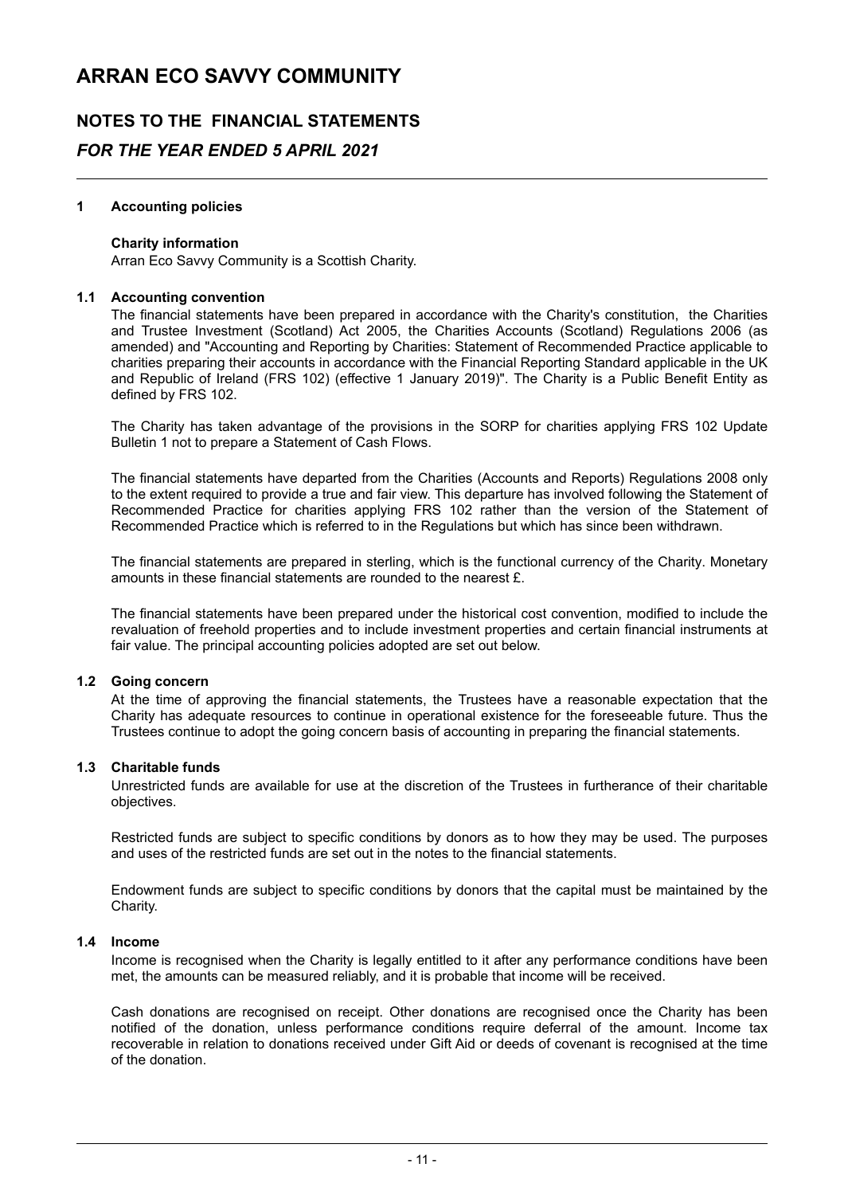# ARRAN ECO SAVVY COMMUNITY

## NOTES TO THE FINANCIAL STATEMENTS

### *FOR THE YEAR ENDED 5 APRIL 2021*

**1 Accounting policies**

**Charity information**

Arran Eco Savvy Community is a Scottish Charity.

**1.1 Accounting convention**

The financial statements have been prepared in accordance with the Charity's constitution, the Charities and Trustee Investment (Scotland) Act 2005, the Charities Accounts (Scotland) Regulations 2006 (as amended) and "Accounting and Reporting by Charities: Statement of Recommended Practice applicable to charities preparing their accounts in accordance with the Financial Reporting Standard applicable in the UK and Republic of Ireland (FRS 102) (effective 1 January 2019)". The Charity is a Public Benefit Entity as defined by FRS 102.

The Charity has taken advantage of the provisions in the SORP for charities applying FRS 102 Update Bulletin 1 not to prepare a Statement of Cash Flows.

The financial statements have departed from the Charities (Accounts and Reports) Regulations 2008 only to the extent required to provide a true and fair view. This departure has involved following the Statement of Recommended Practice for charities applying FRS 102 rather than the version of the Statement of Recommended Practice which is referred to in the Regulations but which has since been withdrawn.

The financial statements are prepared in sterling, which is the functional currency of the Charity. Monetary amounts in these financial statements are rounded to the nearest £.

The financial statements have been prepared under the historical cost convention, modified to include the revaluation of freehold properties and to include investment properties and certain financial instruments at fair value. The principal accounting policies adopted are set out below.

**1.2 Going concern**

At the time of approving the financial statements, the Trustees have a reasonable expectation that the Charity has adequate resources to continue in operational existence for the foreseeable future. Thus the Trustees continue to adopt the going concern basis of accounting in preparing the financial statements.

**1.3 Charitable funds**

Unrestricted funds are available for use at the discretion of the Trustees in furtherance of their charitable objectives.

Restricted funds are subject to specific conditions by donors as to how they may be used. The purposes and uses of the restricted funds are set out in the notes to the financial statements.

Endowment funds are subject to specific conditions by donors that the capital must be maintained by the Charity.

**1.4 Income**

Income is recognised when the Charity is legally entitled to it after any performance conditions have been met, the amounts can be measured reliably, and it is probable that income will be received.

Cash donations are recognised on receipt. Other donations are recognised once the Charity has been notified of the donation, unless performance conditions require deferral of the amount. Income tax recoverable in relation to donations received under Gift Aid or deeds of covenant is recognised at the time of the donation.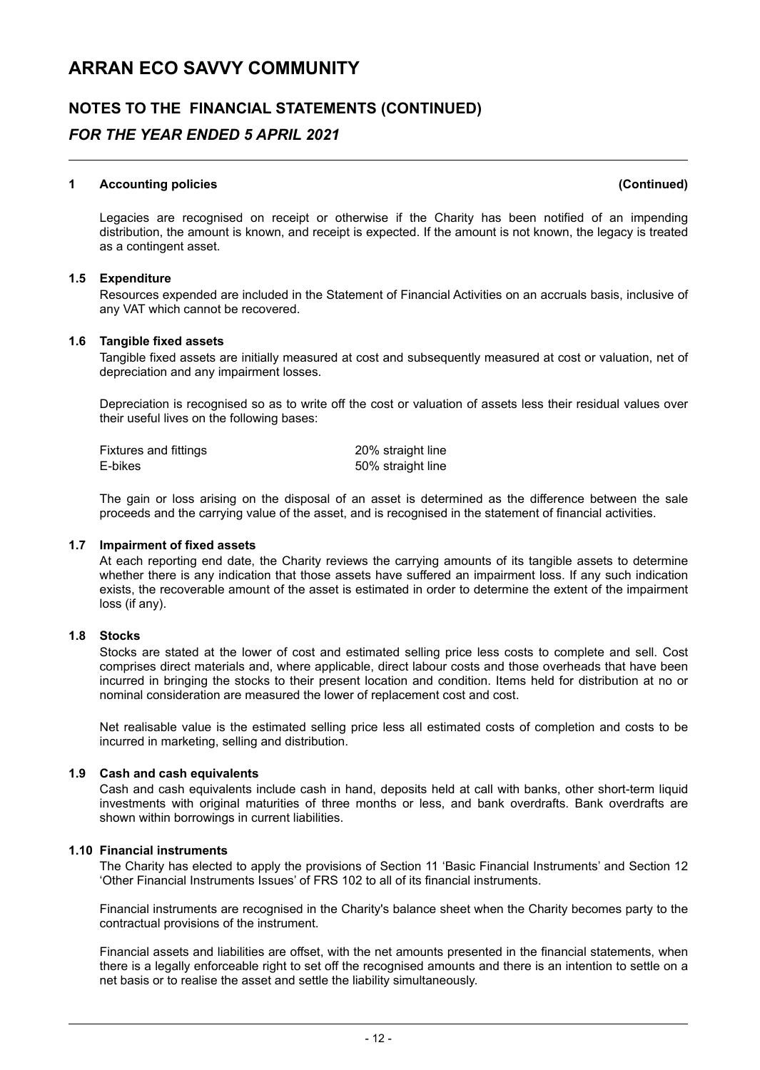# ARRAN ECO SAVVY COMMUNITY

## NOTES TO THE FINANCIAL STATEMENTS (CONTINUED)

### *FOR THE YEAR ENDED 5 APRIL 2021*

**1 Accounting policies (Continued)**

Legacies are recognised on receipt or otherwise if the Charity has been notified of an impending distribution, the amount is known, and receipt is expected. If the amount is not known, the legacy is treated as a contingent asset.

**1.5 Expenditure**

Resources expended are included in the Statement of Financial Activities on an accruals basis, inclusive of any VAT which cannot be recovered.

**1.6 Tangible fixed assets**

Tangible fixed assets are initially measured at cost and subsequently measured at cost or valuation, net of depreciation and any impairment losses.

Depreciation is recognised so as to write off the cost or valuation of assets less their residual values over their useful lives on the following bases:

| | |
|---|---|
| Fixtures and fittings | 20% straight line |
| E-bikes | 50% straight line |

The gain or loss arising on the disposal of an asset is determined as the difference between the sale proceeds and the carrying value of the asset, and is recognised in the statement of financial activities.

**1.7 Impairment of fixed assets**

At each reporting end date, the Charity reviews the carrying amounts of its tangible assets to determine whether there is any indication that those assets have suffered an impairment loss. If any such indication exists, the recoverable amount of the asset is estimated in order to determine the extent of the impairment loss (if any).

**1.8 Stocks**

Stocks are stated at the lower of cost and estimated selling price less costs to complete and sell. Cost comprises direct materials and, where applicable, direct labour costs and those overheads that have been incurred in bringing the stocks to their present location and condition. Items held for distribution at no or nominal consideration are measured the lower of replacement cost and cost.

Net realisable value is the estimated selling price less all estimated costs of completion and costs to be incurred in marketing, selling and distribution.

**1.9 Cash and cash equivalents**

Cash and cash equivalents include cash in hand, deposits held at call with banks, other short-term liquid investments with original maturities of three months or less, and bank overdrafts. Bank overdrafts are shown within borrowings in current liabilities.

**1.10 Financial instruments**

The Charity has elected to apply the provisions of Section 11 'Basic Financial Instruments' and Section 12 'Other Financial Instruments Issues' of FRS 102 to all of its financial instruments.

Financial instruments are recognised in the Charity's balance sheet when the Charity becomes party to the contractual provisions of the instrument.

Financial assets and liabilities are offset, with the net amounts presented in the financial statements, when there is a legally enforceable right to set off the recognised amounts and there is an intention to settle on a net basis or to realise the asset and settle the liability simultaneously.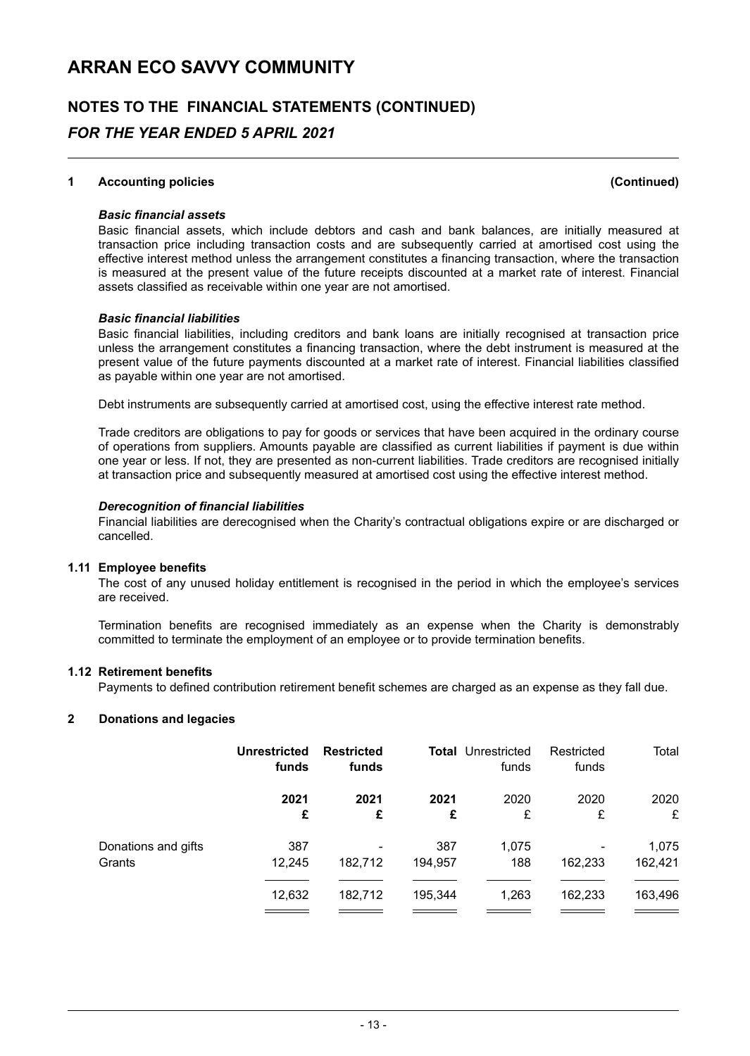# ARRAN ECO SAVVY COMMUNITY

## NOTES TO THE FINANCIAL STATEMENTS (CONTINUED)

### *FOR THE YEAR ENDED 5 APRIL 2021*

**1 Accounting policies** **(Continued)**

***Basic financial assets***

Basic financial assets, which include debtors and cash and bank balances, are initially measured at transaction price including transaction costs and are subsequently carried at amortised cost using the effective interest method unless the arrangement constitutes a financing transaction, where the transaction is measured at the present value of the future receipts discounted at a market rate of interest. Financial assets classified as receivable within one year are not amortised.

***Basic financial liabilities***

Basic financial liabilities, including creditors and bank loans are initially recognised at transaction price unless the arrangement constitutes a financing transaction, where the debt instrument is measured at the present value of the future payments discounted at a market rate of interest. Financial liabilities classified as payable within one year are not amortised.

Debt instruments are subsequently carried at amortised cost, using the effective interest rate method.

Trade creditors are obligations to pay for goods or services that have been acquired in the ordinary course of operations from suppliers. Amounts payable are classified as current liabilities if payment is due within one year or less. If not, they are presented as non-current liabilities. Trade creditors are recognised initially at transaction price and subsequently measured at amortised cost using the effective interest method.

***Derecognition of financial liabilities***

Financial liabilities are derecognised when the Charity's contractual obligations expire or are discharged or cancelled.

**1.11 Employee benefits**

The cost of any unused holiday entitlement is recognised in the period in which the employee's services are received.

Termination benefits are recognised immediately as an expense when the Charity is demonstrably committed to terminate the employment of an employee or to provide termination benefits.

**1.12 Retirement benefits**

Payments to defined contribution retirement benefit schemes are charged as an expense as they fall due.

**2 Donations and legacies**

| | **Unrestricted funds** | **Restricted funds** | **Total** | Unrestricted funds | Restricted funds | Total |
|---|---|---|---|---|---|---|
| | **2021** | **2021** | **2021** | 2020 | 2020 | 2020 |
| | **£** | **£** | **£** | £ | £ | £ |
| Donations and gifts | 387 | - | 387 | 1,075 | - | 1,075 |
| Grants | 12,245 | 182,712 | 194,957 | 188 | 162,233 | 162,421 |
| | 12,632 | 182,712 | 195,344 | 1,263 | 162,233 | 163,496 |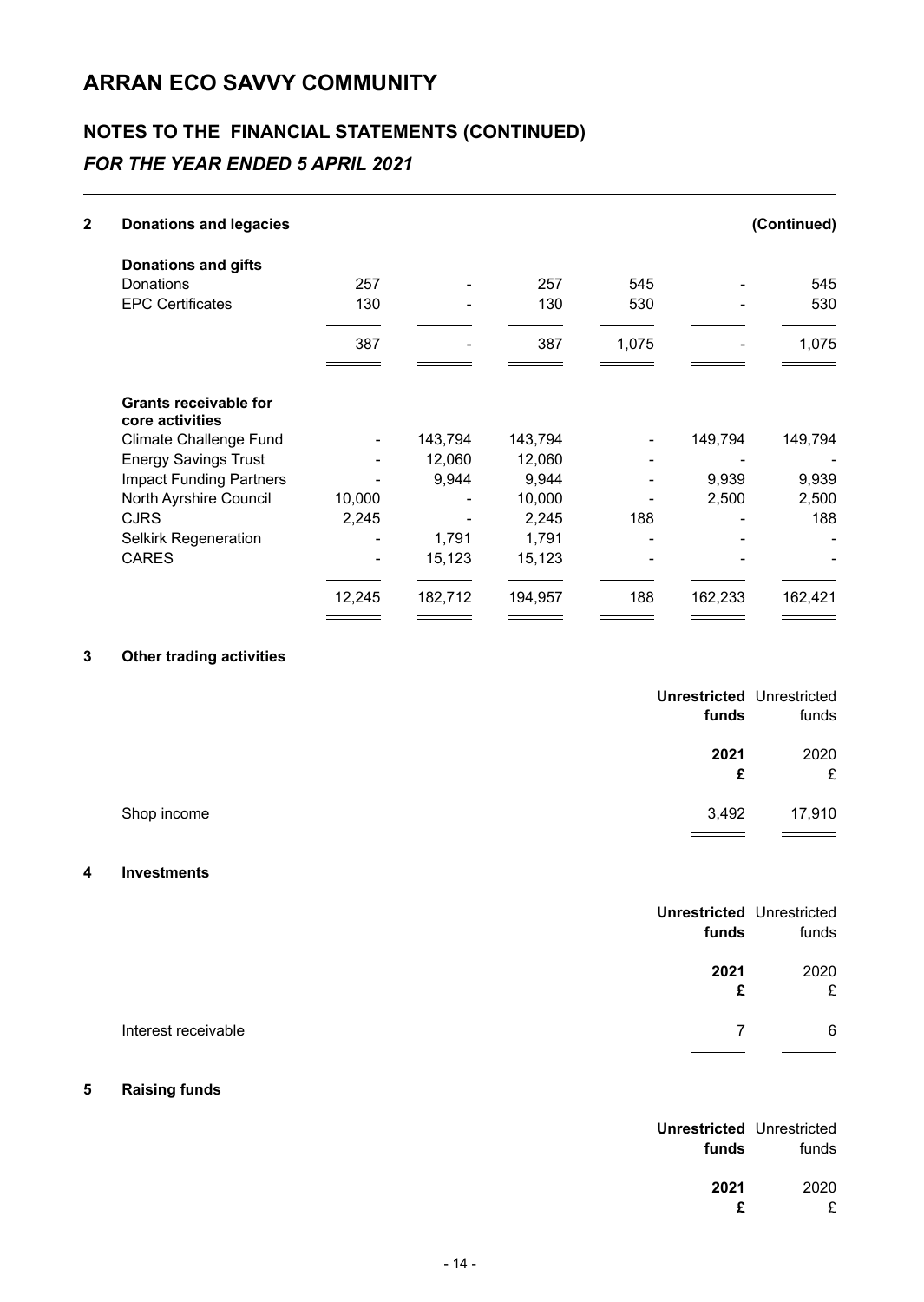# ARRAN ECO SAVVY COMMUNITY

## NOTES TO THE FINANCIAL STATEMENTS (CONTINUED)

### *FOR THE YEAR ENDED 5 APRIL 2021*

**2 Donations and legacies** **(Continued)**

| | | | | | | |
|---|---|---|---|---|---|---|
| **Donations and gifts** | | | | | | |
| Donations | 257 | - | 257 | 545 | - | 545 |
| EPC Certificates | 130 | - | 130 | 530 | - | 530 |
| | 387 | - | 387 | 1,075 | - | 1,075 |
| **Grants receivable for core activities** | | | | | | |
| Climate Challenge Fund | - | 143,794 | 143,794 | - | 149,794 | 149,794 |
| Energy Savings Trust | - | 12,060 | 12,060 | - | - | - |
| Impact Funding Partners | - | 9,944 | 9,944 | - | 9,939 | 9,939 |
| North Ayrshire Council | 10,000 | - | 10,000 | - | 2,500 | 2,500 |
| CJRS | 2,245 | - | 2,245 | 188 | - | 188 |
| Selkirk Regeneration | - | 1,791 | 1,791 | - | - | - |
| CARES | - | 15,123 | 15,123 | - | - | - |
| | 12,245 | 182,712 | 194,957 | 188 | 162,233 | 162,421 |

**3 Other trading activities**

| | **Unrestricted funds** | Unrestricted funds |
|---|---|---|
| | **2021** | 2020 |
| | **£** | £ |
| Shop income | 3,492 | 17,910 |

**4 Investments**

| | **Unrestricted funds** | Unrestricted funds |
|---|---|---|
| | **2021** | 2020 |
| | **£** | £ |
| Interest receivable | 7 | 6 |

**5 Raising funds**

| | **Unrestricted funds** | Unrestricted funds |
|---|---|---|
| | **2021** | 2020 |
| | **£** | £ |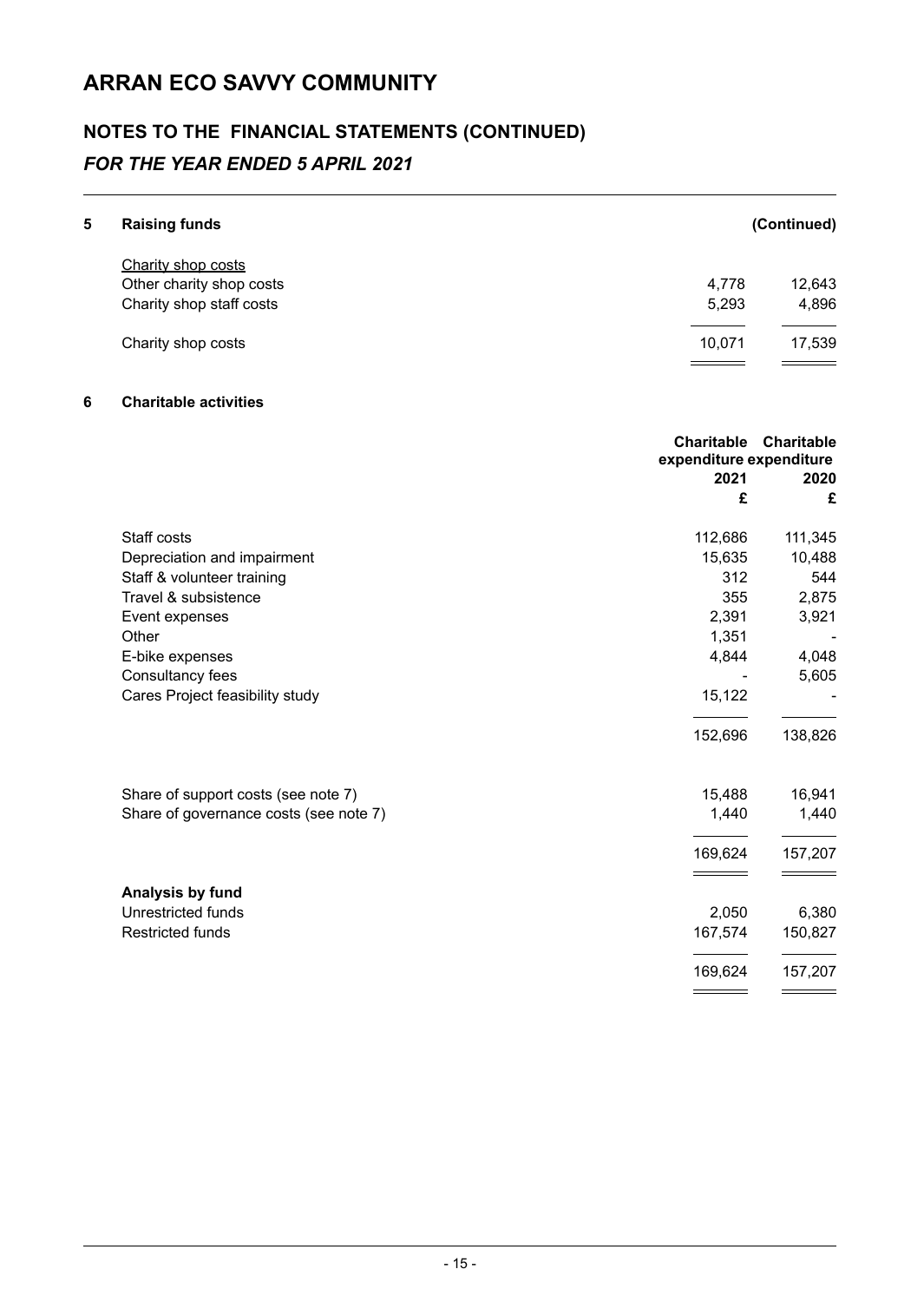# ARRAN ECO SAVVY COMMUNITY

## NOTES TO THE FINANCIAL STATEMENTS (CONTINUED)

### *FOR THE YEAR ENDED 5 APRIL 2021*

**5 Raising funds (Continued)**

| Charity shop costs | | |
|---|---|---|
| Other charity shop costs | 4,778 | 12,643 |
| Charity shop staff costs | 5,293 | 4,896 |
| Charity shop costs | 10,071 | 17,539 |

**6 Charitable activities**

| | Charitable expenditure 2021 £ | Charitable expenditure 2020 £ |
|---|---|---|
| Staff costs | 112,686 | 111,345 |
| Depreciation and impairment | 15,635 | 10,488 |
| Staff & volunteer training | 312 | 544 |
| Travel & subsistence | 355 | 2,875 |
| Event expenses | 2,391 | 3,921 |
| Other | 1,351 | - |
| E-bike expenses | 4,844 | 4,048 |
| Consultancy fees | - | 5,605 |
| Cares Project feasibility study | 15,122 | - |
| | 152,696 | 138,826 |
| Share of support costs (see note 7) | 15,488 | 16,941 |
| Share of governance costs (see note 7) | 1,440 | 1,440 |
| | 169,624 | 157,207 |
| **Analysis by fund** | | |
| Unrestricted funds | 2,050 | 6,380 |
| Restricted funds | 167,574 | 150,827 |
| | 169,624 | 157,207 |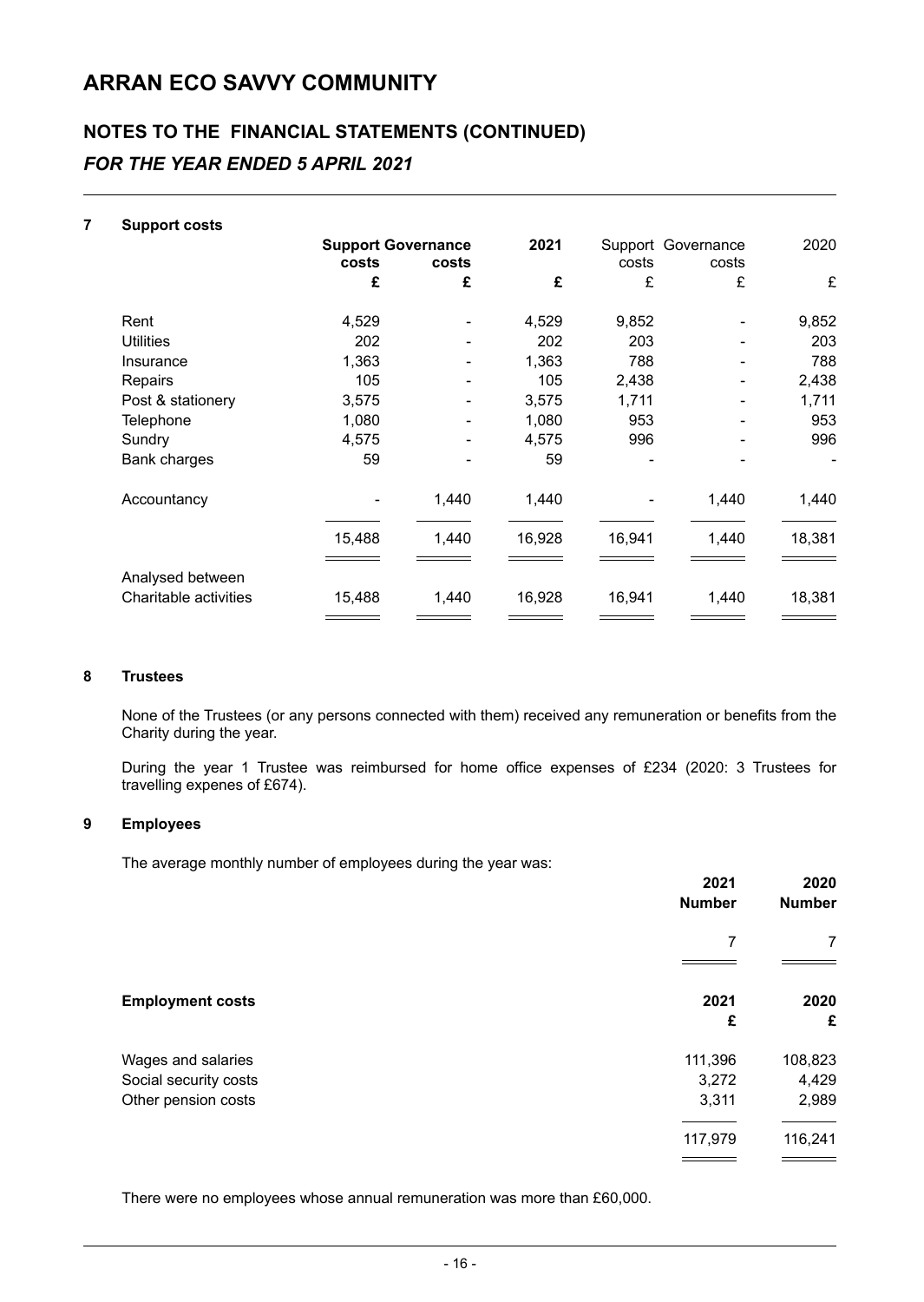# ARRAN ECO SAVVY COMMUNITY

## NOTES TO THE FINANCIAL STATEMENTS (CONTINUED)

### *FOR THE YEAR ENDED 5 APRIL 2021*

**7 Support costs**

| | **Support costs** | **Governance costs** | **2021** | Support costs | Governance costs | 2020 |
|---|---|---|---|---|---|---|
| | **£** | **£** | **£** | £ | £ | £ |
| Rent | 4,529 | - | 4,529 | 9,852 | - | 9,852 |
| Utilities | 202 | - | 202 | 203 | - | 203 |
| Insurance | 1,363 | - | 1,363 | 788 | - | 788 |
| Repairs | 105 | - | 105 | 2,438 | - | 2,438 |
| Post & stationery | 3,575 | - | 3,575 | 1,711 | - | 1,711 |
| Telephone | 1,080 | - | 1,080 | 953 | - | 953 |
| Sundry | 4,575 | - | 4,575 | 996 | - | 996 |
| Bank charges | 59 | | 59 | - | - | - |
| Accountancy | - | 1,440 | 1,440 | - | 1,440 | 1,440 |
| | 15,488 | 1,440 | 16,928 | 16,941 | 1,440 | 18,381 |
| Analysed between | | | | | | |
| Charitable activities | 15,488 | 1,440 | 16,928 | 16,941 | 1,440 | 18,381 |

**8 Trustees**

None of the Trustees (or any persons connected with them) received any remuneration or benefits from the Charity during the year.

During the year 1 Trustee was reimbursed for home office expenses of £234 (2020: 3 Trustees for travelling expenes of £674).

**9 Employees**

The average monthly number of employees during the year was:

| | **2021 Number** | **2020 Number** |
|---|---|---|
| | 7 | 7 |

| **Employment costs** | **2021 £** | **2020 £** |
|---|---|---|
| Wages and salaries | 111,396 | 108,823 |
| Social security costs | 3,272 | 4,429 |
| Other pension costs | 3,311 | 2,989 |
| | 117,979 | 116,241 |

There were no employees whose annual remuneration was more than £60,000.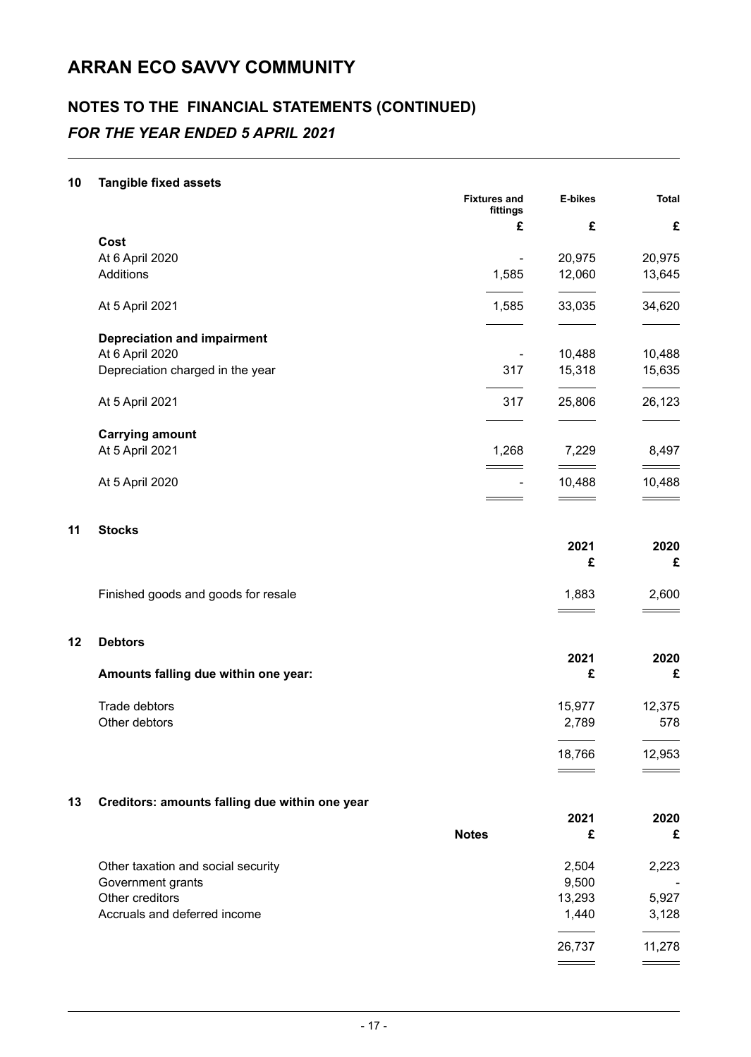# ARRAN ECO SAVVY COMMUNITY

## NOTES TO THE FINANCIAL STATEMENTS (CONTINUED)

### *FOR THE YEAR ENDED 5 APRIL 2021*

**10 Tangible fixed assets**

| | Fixtures and fittings | E-bikes | Total |
|---|---|---|---|
| | £ | £ | £ |
| **Cost** | | | |
| At 6 April 2020 | - | 20,975 | 20,975 |
| Additions | 1,585 | 12,060 | 13,645 |
| At 5 April 2021 | 1,585 | 33,035 | 34,620 |
| **Depreciation and impairment** | | | |
| At 6 April 2020 | - | 10,488 | 10,488 |
| Depreciation charged in the year | 317 | 15,318 | 15,635 |
| At 5 April 2021 | 317 | 25,806 | 26,123 |
| **Carrying amount** | | | |
| At 5 April 2021 | 1,268 | 7,229 | 8,497 |
| At 5 April 2020 | - | 10,488 | 10,488 |

**11 Stocks**

| | 2021 | 2020 |
|---|---|---|
| | £ | £ |
| Finished goods and goods for resale | 1,883 | 2,600 |

**12 Debtors**

| | 2021 | 2020 |
|---|---|---|
| **Amounts falling due within one year:** | £ | £ |
| Trade debtors | 15,977 | 12,375 |
| Other debtors | 2,789 | 578 |
| | 18,766 | 12,953 |

**13 Creditors: amounts falling due within one year**

| | Notes | 2021 | 2020 |
|---|---|---|---|
| | | £ | £ |
| Other taxation and social security | | 2,504 | 2,223 |
| Government grants | | 9,500 | - |
| Other creditors | | 13,293 | 5,927 |
| Accruals and deferred income | | 1,440 | 3,128 |
| | | 26,737 | 11,278 |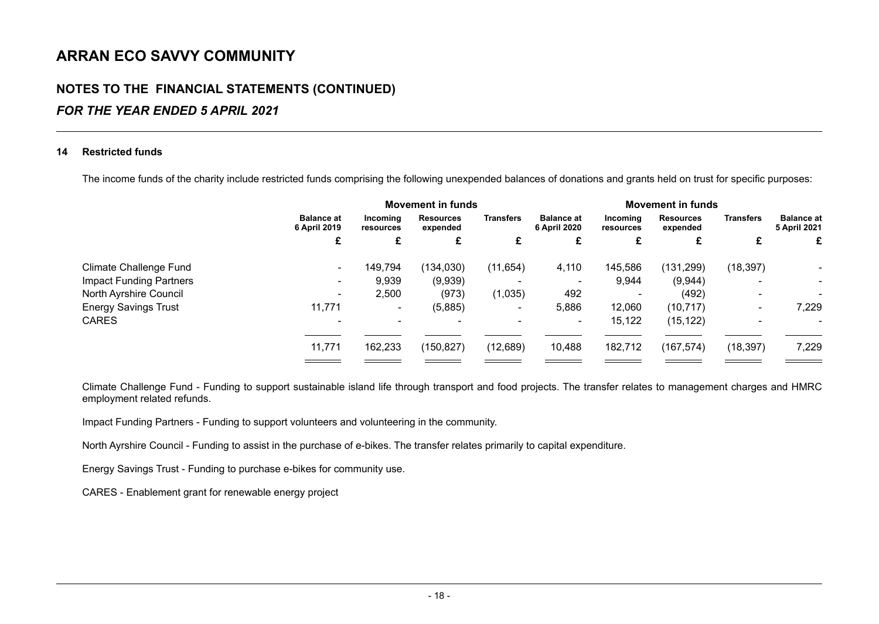# ARRAN ECO SAVVY COMMUNITY

## NOTES TO THE FINANCIAL STATEMENTS (CONTINUED)

### *FOR THE YEAR ENDED 5 APRIL 2021*

#### 14 Restricted funds

The income funds of the charity include restricted funds comprising the following unexpended balances of donations and grants held on trust for specific purposes:

| | | Movement in funds | | | | Movement in funds | | | |
|---|---|---|---|---|---|---|---|---|---|
| | Balance at 6 April 2019 | Incoming resources | Resources expended | Transfers | Balance at 6 April 2020 | Incoming resources | Resources expended | Transfers | Balance at 5 April 2021 |
| | £ | £ | £ | £ | £ | £ | £ | £ | £ |
| Climate Challenge Fund | - | 149,794 | (134,030) | (11,654) | 4,110 | 145,586 | (131,299) | (18,397) | - |
| Impact Funding Partners | - | 9,939 | (9,939) | - | - | 9,944 | (9,944) | - | - |
| North Ayrshire Council | - | 2,500 | (973) | (1,035) | 492 | - | (492) | - | - |
| Energy Savings Trust | 11,771 | - | (5,885) | - | 5,886 | 12,060 | (10,717) | - | 7,229 |
| CARES | - | - | - | - | - | 15,122 | (15,122) | - | - |
| | 11,771 | 162,233 | (150,827) | (12,689) | 10,488 | 182,712 | (167,574) | (18,397) | 7,229 |

Climate Challenge Fund - Funding to support sustainable island life through transport and food projects. The transfer relates to management charges and HMRC employment related refunds.

Impact Funding Partners - Funding to support volunteers and volunteering in the community.

North Ayrshire Council - Funding to assist in the purchase of e-bikes. The transfer relates primarily to capital expenditure.

Energy Savings Trust - Funding to purchase e-bikes for community use.

CARES - Enablement grant for renewable energy project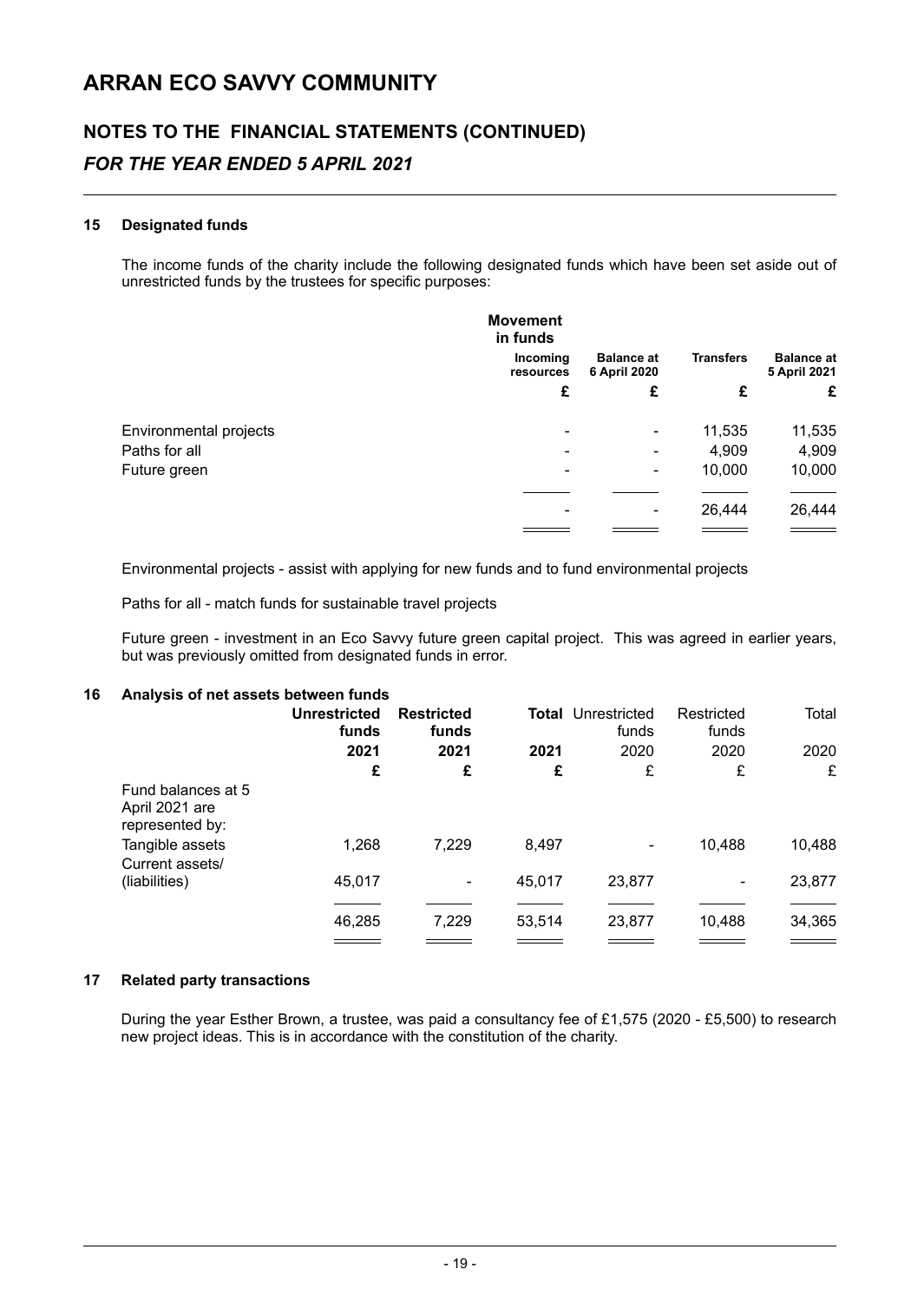# ARRAN ECO SAVVY COMMUNITY

## NOTES TO THE FINANCIAL STATEMENTS (CONTINUED)

### *FOR THE YEAR ENDED 5 APRIL 2021*

**15 Designated funds**

The income funds of the charity include the following designated funds which have been set aside out of unrestricted funds by the trustees for specific purposes:

| | Movement in funds | | | |
|---|---|---|---|---|
| | Incoming resources | Balance at 6 April 2020 | Transfers | Balance at 5 April 2021 |
| | £ | £ | £ | £ |
| Environmental projects | - | - | 11,535 | 11,535 |
| Paths for all | - | - | 4,909 | 4,909 |
| Future green | - | - | 10,000 | 10,000 |
| | - | - | 26,444 | 26,444 |

Environmental projects - assist with applying for new funds and to fund environmental projects

Paths for all - match funds for sustainable travel projects

Future green - investment in an Eco Savvy future green capital project. This was agreed in earlier years, but was previously omitted from designated funds in error.

**16 Analysis of net assets between funds**

| | Unrestricted funds | Restricted funds | Total | Unrestricted funds | Restricted funds | Total |
|---|---|---|---|---|---|---|
| | 2021 | 2021 | 2021 | 2020 | 2020 | 2020 |
| | £ | £ | £ | £ | £ | £ |
| Fund balances at 5 April 2021 are represented by: | | | | | | |
| Tangible assets | 1,268 | 7,229 | 8,497 | - | 10,488 | 10,488 |
| Current assets/ (liabilities) | 45,017 | - | 45,017 | 23,877 | - | 23,877 |
| | 46,285 | 7,229 | 53,514 | 23,877 | 10,488 | 34,365 |

**17 Related party transactions**

During the year Esther Brown, a trustee, was paid a consultancy fee of £1,575 (2020 - £5,500) to research new project ideas. This is in accordance with the constitution of the charity.